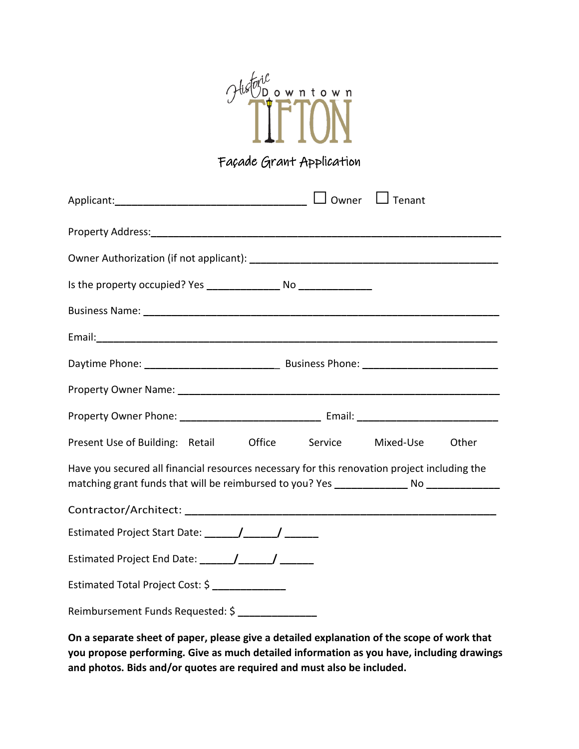Historic Downtown TIFTON

# Façade Grant Application

Applicant:________________________________ ☐ Owner ☐ Tenant

Property Address:____________________________________________________________

Owner Authorization (if not applicant): ______________________________________

Is the property occupied? Yes ____________ No ____________

Business Name: ______________________________________________________________

Email:_______________________________________________________________________

Daytime Phone: ______________________ Business Phone: ______________________

Property Owner Name: ________________________________________________________

Property Owner Phone: ______________________ Email: ______________________

Present Use of Building: Retail Office Service Mixed-Use Other

Have you secured all financial resources necessary for this renovation project including the matching grant funds that will be reimbursed to you? Yes ____________ No ____________

Contractor/Architect: ________________________________________________

Estimated Project Start Date: _____/_____/ _____

Estimated Project End Date: _____/_____/ _____

Estimated Total Project Cost: $ ____________

Reimbursement Funds Requested: $ _____________

**On a separate sheet of paper, please give a detailed explanation of the scope of work that you propose performing. Give as much detailed information as you have, including drawings and photos. Bids and/or quotes are required and must also be included.**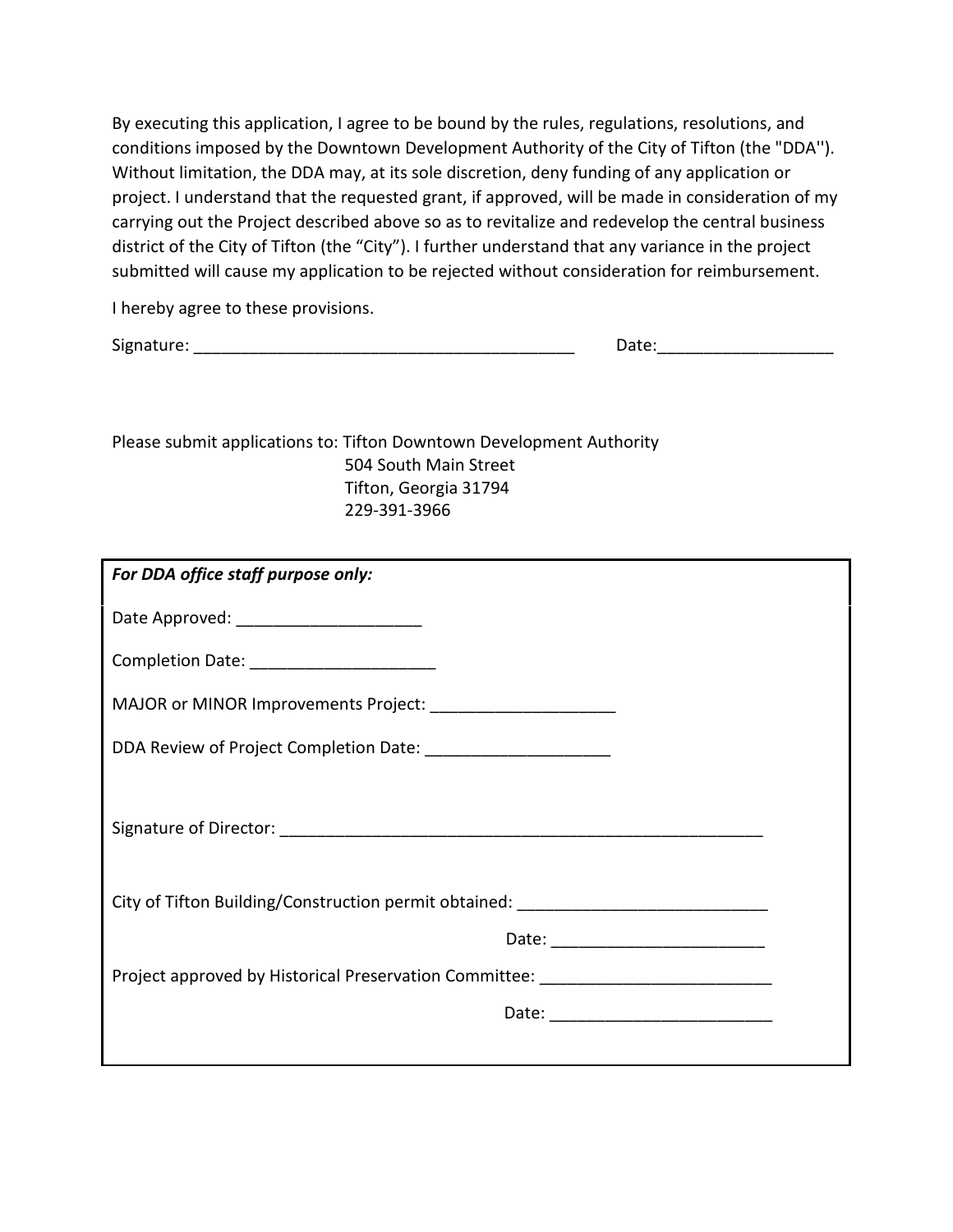By executing this application, I agree to be bound by the rules, regulations, resolutions, and conditions imposed by the Downtown Development Authority of the City of Tifton (the "DDA''). Without limitation, the DDA may, at its sole discretion, deny funding of any application or project. I understand that the requested grant, if approved, will be made in consideration of my carrying out the Project described above so as to revitalize and redevelop the central business district of the City of Tifton (the "City"). I further understand that any variance in the project submitted will cause my application to be rejected without consideration for reimbursement.

I hereby agree to these provisions.

Signature: ___________________________________________ Date:___________________

Please submit applications to: Tifton Downtown Development Authority
504 South Main Street
Tifton, Georgia 31794
229-391-3966

***For DDA office staff purpose only:***

Date Approved: ____________________

Completion Date: ____________________

MAJOR or MINOR Improvements Project: ____________________

DDA Review of Project Completion Date: ____________________

Signature of Director: _______________________________________________________

City of Tifton Building/Construction permit obtained: ___________________________

Date: ________________________

Project approved by Historical Preservation Committee: _________________________

Date: ________________________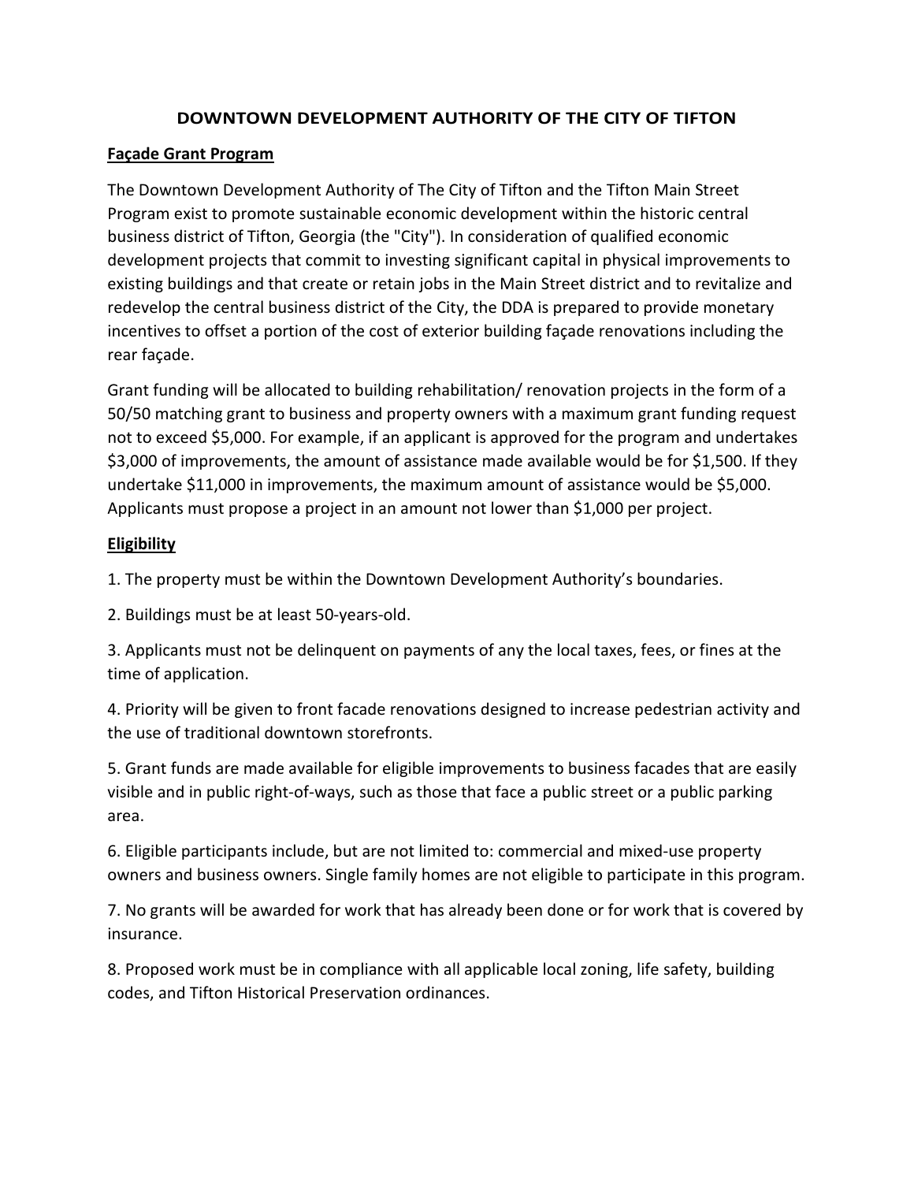# DOWNTOWN DEVELOPMENT AUTHORITY OF THE CITY OF TIFTON

## Façade Grant Program

The Downtown Development Authority of The City of Tifton and the Tifton Main Street Program exist to promote sustainable economic development within the historic central business district of Tifton, Georgia (the "City"). In consideration of qualified economic development projects that commit to investing significant capital in physical improvements to existing buildings and that create or retain jobs in the Main Street district and to revitalize and redevelop the central business district of the City, the DDA is prepared to provide monetary incentives to offset a portion of the cost of exterior building façade renovations including the rear façade.

Grant funding will be allocated to building rehabilitation/ renovation projects in the form of a 50/50 matching grant to business and property owners with a maximum grant funding request not to exceed $5,000. For example, if an applicant is approved for the program and undertakes $3,000 of improvements, the amount of assistance made available would be for $1,500. If they undertake $11,000 in improvements, the maximum amount of assistance would be $5,000. Applicants must propose a project in an amount not lower than $1,000 per project.

## Eligibility

1. The property must be within the Downtown Development Authority's boundaries.

2. Buildings must be at least 50-years-old.

3. Applicants must not be delinquent on payments of any the local taxes, fees, or fines at the time of application.

4. Priority will be given to front facade renovations designed to increase pedestrian activity and the use of traditional downtown storefronts.

5. Grant funds are made available for eligible improvements to business facades that are easily visible and in public right-of-ways, such as those that face a public street or a public parking area.

6. Eligible participants include, but are not limited to: commercial and mixed-use property owners and business owners. Single family homes are not eligible to participate in this program.

7. No grants will be awarded for work that has already been done or for work that is covered by insurance.

8. Proposed work must be in compliance with all applicable local zoning, life safety, building codes, and Tifton Historical Preservation ordinances.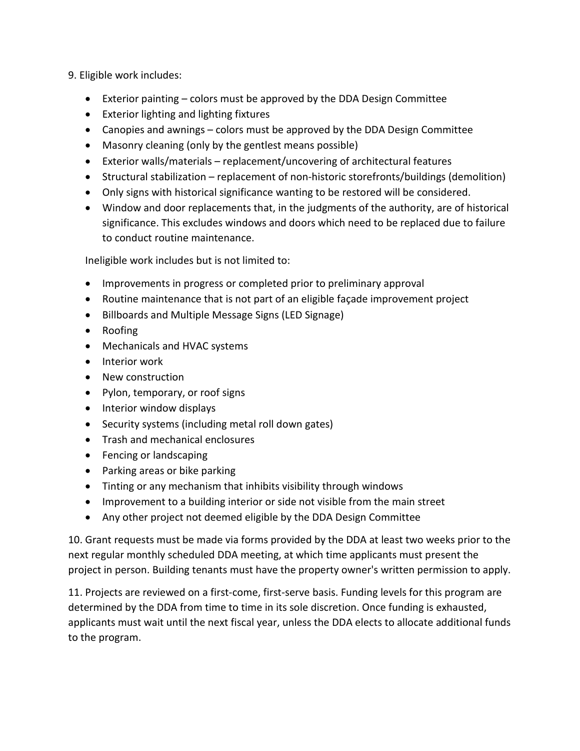9. Eligible work includes:

- Exterior painting – colors must be approved by the DDA Design Committee
- Exterior lighting and lighting fixtures
- Canopies and awnings – colors must be approved by the DDA Design Committee
- Masonry cleaning (only by the gentlest means possible)
- Exterior walls/materials – replacement/uncovering of architectural features
- Structural stabilization – replacement of non-historic storefronts/buildings (demolition)
- Only signs with historical significance wanting to be restored will be considered.
- Window and door replacements that, in the judgments of the authority, are of historical significance. This excludes windows and doors which need to be replaced due to failure to conduct routine maintenance.

Ineligible work includes but is not limited to:

- Improvements in progress or completed prior to preliminary approval
- Routine maintenance that is not part of an eligible façade improvement project
- Billboards and Multiple Message Signs (LED Signage)
- Roofing
- Mechanicals and HVAC systems
- Interior work
- New construction
- Pylon, temporary, or roof signs
- Interior window displays
- Security systems (including metal roll down gates)
- Trash and mechanical enclosures
- Fencing or landscaping
- Parking areas or bike parking
- Tinting or any mechanism that inhibits visibility through windows
- Improvement to a building interior or side not visible from the main street
- Any other project not deemed eligible by the DDA Design Committee

10. Grant requests must be made via forms provided by the DDA at least two weeks prior to the next regular monthly scheduled DDA meeting, at which time applicants must present the project in person. Building tenants must have the property owner's written permission to apply.

11. Projects are reviewed on a first-come, first-serve basis. Funding levels for this program are determined by the DDA from time to time in its sole discretion. Once funding is exhausted, applicants must wait until the next fiscal year, unless the DDA elects to allocate additional funds to the program.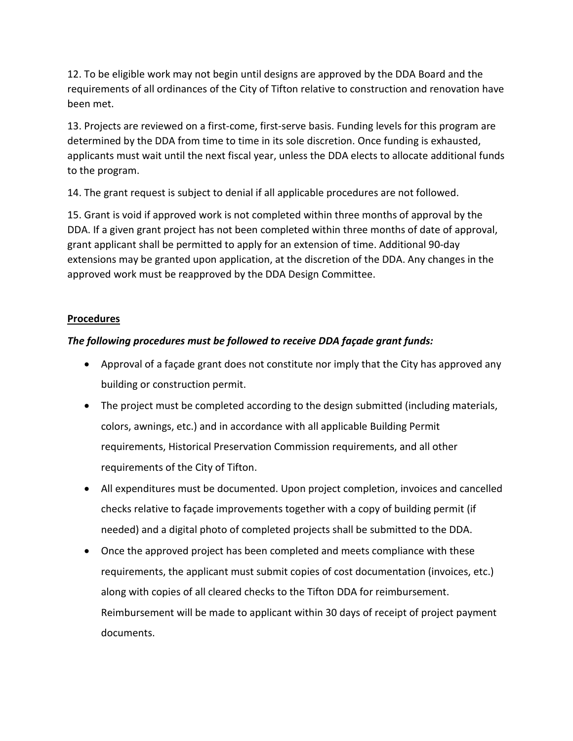12. To be eligible work may not begin until designs are approved by the DDA Board and the requirements of all ordinances of the City of Tifton relative to construction and renovation have been met.

13. Projects are reviewed on a first-come, first-serve basis. Funding levels for this program are determined by the DDA from time to time in its sole discretion. Once funding is exhausted, applicants must wait until the next fiscal year, unless the DDA elects to allocate additional funds to the program.

14. The grant request is subject to denial if all applicable procedures are not followed.

15. Grant is void if approved work is not completed within three months of approval by the DDA. If a given grant project has not been completed within three months of date of approval, grant applicant shall be permitted to apply for an extension of time. Additional 90-day extensions may be granted upon application, at the discretion of the DDA. Any changes in the approved work must be reapproved by the DDA Design Committee.

**Procedures**

***The following procedures must be followed to receive DDA façade grant funds:***

- Approval of a façade grant does not constitute nor imply that the City has approved any building or construction permit.
- The project must be completed according to the design submitted (including materials, colors, awnings, etc.) and in accordance with all applicable Building Permit requirements, Historical Preservation Commission requirements, and all other requirements of the City of Tifton.
- All expenditures must be documented. Upon project completion, invoices and cancelled checks relative to façade improvements together with a copy of building permit (if needed) and a digital photo of completed projects shall be submitted to the DDA.
- Once the approved project has been completed and meets compliance with these requirements, the applicant must submit copies of cost documentation (invoices, etc.) along with copies of all cleared checks to the Tifton DDA for reimbursement. Reimbursement will be made to applicant within 30 days of receipt of project payment documents.